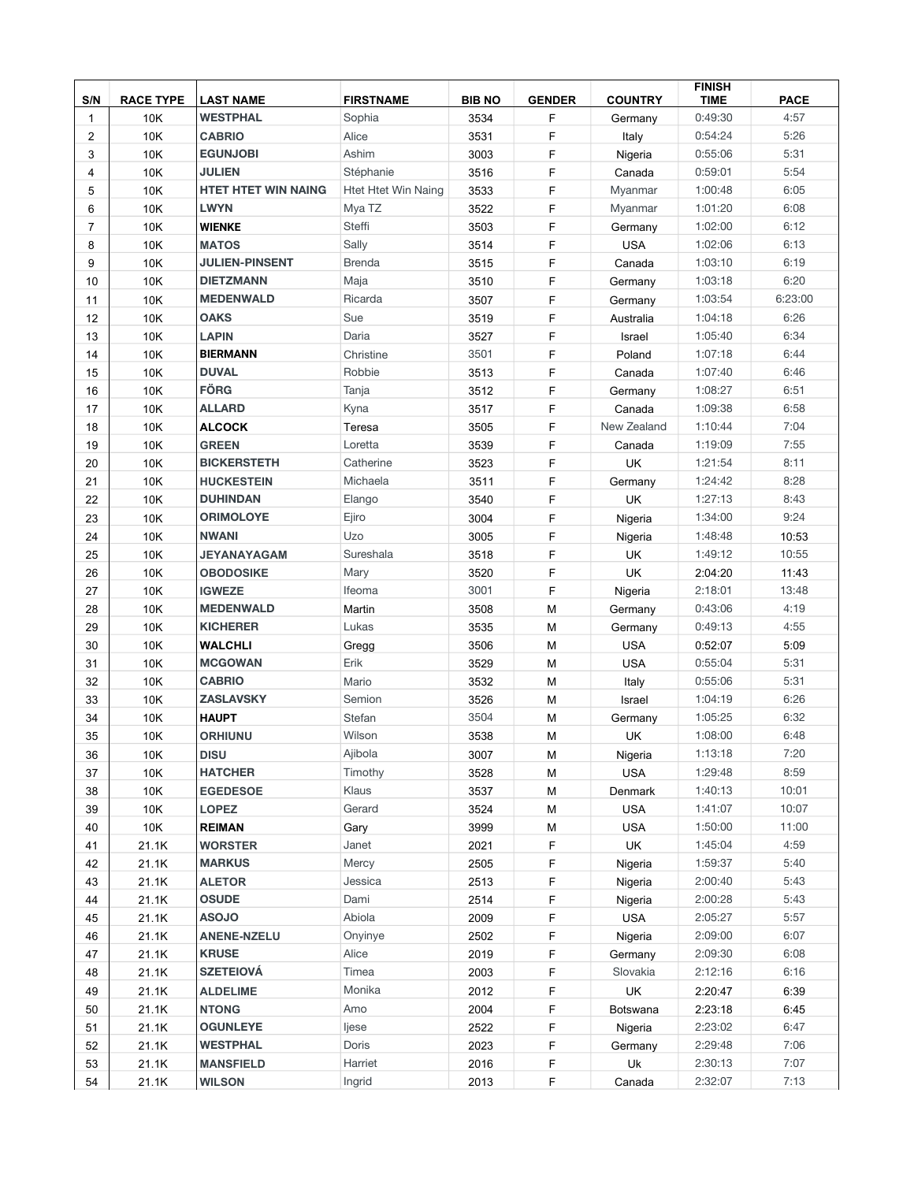| S/N | RACE TYPE | LAST NAME | FIRSTNAME | BIB NO | GENDER | COUNTRY | FINISH TIME | PACE |
|---|---|---|---|---|---|---|---|---|
| 1 | 10K | **WESTPHAL** | Sophia | 3534 | F | Germany | 0:49:30 | 4:57 |
| 2 | 10K | **CABRIO** | Alice | 3531 | F | Italy | 0:54:24 | 5:26 |
| 3 | 10K | **EGUNJOBI** | Ashim | 3003 | F | Nigeria | 0:55:06 | 5:31 |
| 4 | 10K | **JULIEN** | Stéphanie | 3516 | F | Canada | 0:59:01 | 5:54 |
| 5 | 10K | **HTET HTET WIN NAING** | Htet Htet Win Naing | 3533 | F | Myanmar | 1:00:48 | 6:05 |
| 6 | 10K | **LWYN** | Mya TZ | 3522 | F | Myanmar | 1:01:20 | 6:08 |
| 7 | 10K | **WIENKE** | Steffi | 3503 | F | Germany | 1:02:00 | 6:12 |
| 8 | 10K | **MATOS** | Sally | 3514 | F | USA | 1:02:06 | 6:13 |
| 9 | 10K | **JULIEN-PINSENT** | Brenda | 3515 | F | Canada | 1:03:10 | 6:19 |
| 10 | 10K | **DIETZMANN** | Maja | 3510 | F | Germany | 1:03:18 | 6:20 |
| 11 | 10K | **MEDENWALD** | Ricarda | 3507 | F | Germany | 1:03:54 | 6:23:00 |
| 12 | 10K | **OAKS** | Sue | 3519 | F | Australia | 1:04:18 | 6:26 |
| 13 | 10K | **LAPIN** | Daria | 3527 | F | Israel | 1:05:40 | 6:34 |
| 14 | 10K | **BIERMANN** | Christine | 3501 | F | Poland | 1:07:18 | 6:44 |
| 15 | 10K | **DUVAL** | Robbie | 3513 | F | Canada | 1:07:40 | 6:46 |
| 16 | 10K | **FÖRG** | Tanja | 3512 | F | Germany | 1:08:27 | 6:51 |
| 17 | 10K | **ALLARD** | Kyna | 3517 | F | Canada | 1:09:38 | 6:58 |
| 18 | 10K | **ALCOCK** | Teresa | 3505 | F | New Zealand | 1:10:44 | 7:04 |
| 19 | 10K | **GREEN** | Loretta | 3539 | F | Canada | 1:19:09 | 7:55 |
| 20 | 10K | **BICKERSTETH** | Catherine | 3523 | F | UK | 1:21:54 | 8:11 |
| 21 | 10K | **HUCKESTEIN** | Michaela | 3511 | F | Germany | 1:24:42 | 8:28 |
| 22 | 10K | **DUHINDAN** | Elango | 3540 | F | UK | 1:27:13 | 8:43 |
| 23 | 10K | **ORIMOLOYE** | Ejiro | 3004 | F | Nigeria | 1:34:00 | 9:24 |
| 24 | 10K | **NWANI** | Uzo | 3005 | F | Nigeria | 1:48:48 | 10:53 |
| 25 | 10K | **JEYANAYAGAM** | Sureshala | 3518 | F | UK | 1:49:12 | 10:55 |
| 26 | 10K | **OBODOSIKE** | Mary | 3520 | F | UK | 2:04:20 | 11:43 |
| 27 | 10K | **IGWEZE** | Ifeoma | 3001 | F | Nigeria | 2:18:01 | 13:48 |
| 28 | 10K | **MEDENWALD** | Martin | 3508 | M | Germany | 0:43:06 | 4:19 |
| 29 | 10K | **KICHERER** | Lukas | 3535 | M | Germany | 0:49:13 | 4:55 |
| 30 | 10K | **WALCHLI** | Gregg | 3506 | M | USA | 0:52:07 | 5:09 |
| 31 | 10K | **MCGOWAN** | Erik | 3529 | M | USA | 0:55:04 | 5:31 |
| 32 | 10K | **CABRIO** | Mario | 3532 | M | Italy | 0:55:06 | 5:31 |
| 33 | 10K | **ZASLAVSKY** | Semion | 3526 | M | Israel | 1:04:19 | 6:26 |
| 34 | 10K | **HAUPT** | Stefan | 3504 | M | Germany | 1:05:25 | 6:32 |
| 35 | 10K | **ORHIUNU** | Wilson | 3538 | M | UK | 1:08:00 | 6:48 |
| 36 | 10K | **DISU** | Ajibola | 3007 | M | Nigeria | 1:13:18 | 7:20 |
| 37 | 10K | **HATCHER** | Timothy | 3528 | M | USA | 1:29:48 | 8:59 |
| 38 | 10K | **EGEDESOE** | Klaus | 3537 | M | Denmark | 1:40:13 | 10:01 |
| 39 | 10K | **LOPEZ** | Gerard | 3524 | M | USA | 1:41:07 | 10:07 |
| 40 | 10K | **REIMAN** | Gary | 3999 | M | USA | 1:50:00 | 11:00 |
| 41 | 21.1K | **WORSTER** | Janet | 2021 | F | UK | 1:45:04 | 4:59 |
| 42 | 21.1K | **MARKUS** | Mercy | 2505 | F | Nigeria | 1:59:37 | 5:40 |
| 43 | 21.1K | **ALETOR** | Jessica | 2513 | F | Nigeria | 2:00:40 | 5:43 |
| 44 | 21.1K | **OSUDE** | Dami | 2514 | F | Nigeria | 2:00:28 | 5:43 |
| 45 | 21.1K | **ASOJO** | Abiola | 2009 | F | USA | 2:05:27 | 5:57 |
| 46 | 21.1K | **ANENE-NZELU** | Onyinye | 2502 | F | Nigeria | 2:09:00 | 6:07 |
| 47 | 21.1K | **KRUSE** | Alice | 2019 | F | Germany | 2:09:30 | 6:08 |
| 48 | 21.1K | **SZETEIOVÁ** | Timea | 2003 | F | Slovakia | 2:12:16 | 6:16 |
| 49 | 21.1K | **ALDELIME** | Monika | 2012 | F | UK | 2:20:47 | 6:39 |
| 50 | 21.1K | **NTONG** | Amo | 2004 | F | Botswana | 2:23:18 | 6:45 |
| 51 | 21.1K | **OGUNLEYE** | Ijese | 2522 | F | Nigeria | 2:23:02 | 6:47 |
| 52 | 21.1K | **WESTPHAL** | Doris | 2023 | F | Germany | 2:29:48 | 7:06 |
| 53 | 21.1K | **MANSFIELD** | Harriet | 2016 | F | Uk | 2:30:13 | 7:07 |
| 54 | 21.1K | **WILSON** | Ingrid | 2013 | F | Canada | 2:32:07 | 7:13 |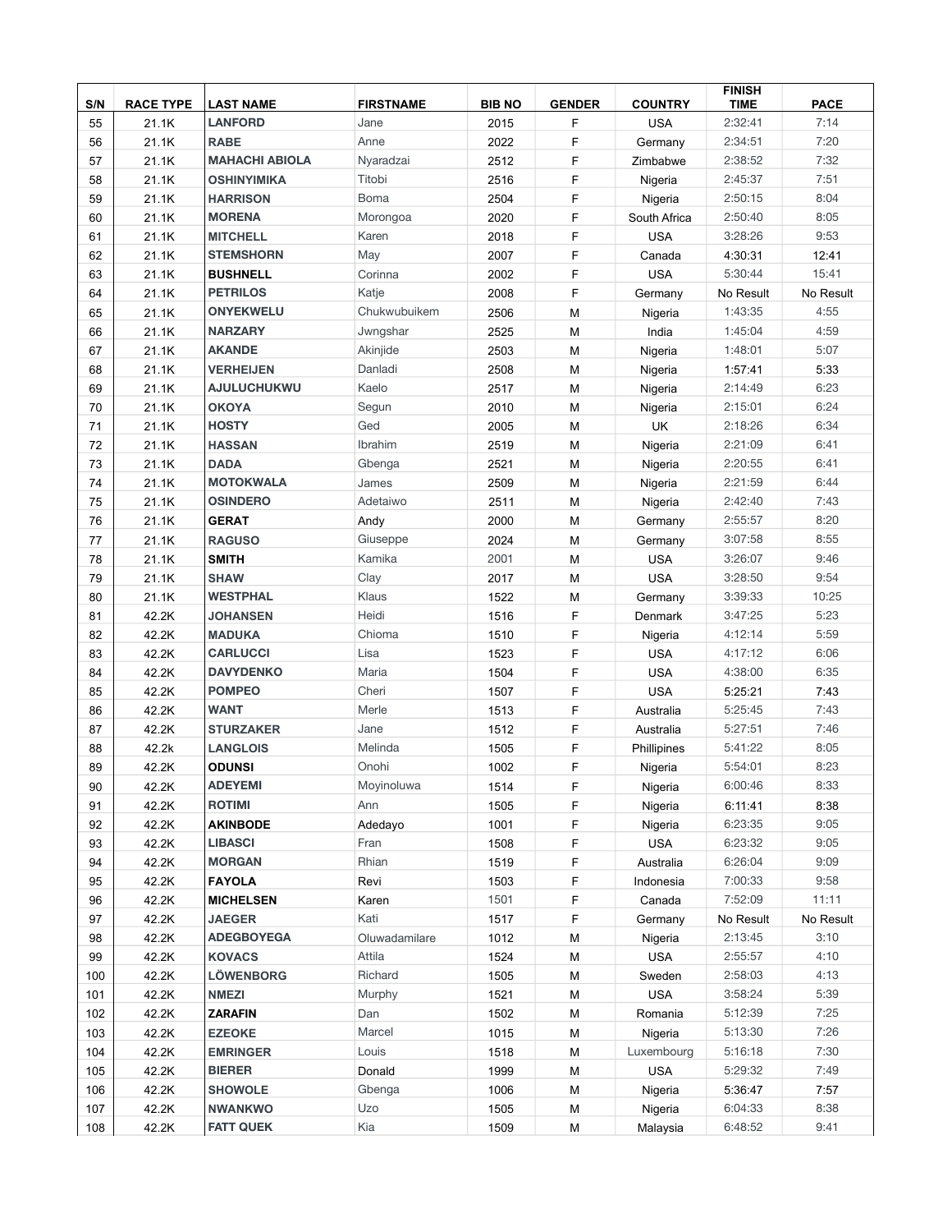| S/N | RACE TYPE | LAST NAME | FIRSTNAME | BIB NO | GENDER | COUNTRY | FINISH TIME | PACE |
|---|---|---|---|---|---|---|---|---|
| 55 | 21.1K | LANFORD | Jane | 2015 | F | USA | 2:32:41 | 7:14 |
| 56 | 21.1K | RABE | Anne | 2022 | F | Germany | 2:34:51 | 7:20 |
| 57 | 21.1K | MAHACHI ABIOLA | Nyaradzai | 2512 | F | Zimbabwe | 2:38:52 | 7:32 |
| 58 | 21.1K | OSHINYIMIKA | Titobi | 2516 | F | Nigeria | 2:45:37 | 7:51 |
| 59 | 21.1K | HARRISON | Boma | 2504 | F | Nigeria | 2:50:15 | 8:04 |
| 60 | 21.1K | MORENA | Morongoa | 2020 | F | South Africa | 2:50:40 | 8:05 |
| 61 | 21.1K | MITCHELL | Karen | 2018 | F | USA | 3:28:26 | 9:53 |
| 62 | 21.1K | STEMSHORN | May | 2007 | F | Canada | 4:30:31 | 12:41 |
| 63 | 21.1K | BUSHNELL | Corinna | 2002 | F | USA | 5:30:44 | 15:41 |
| 64 | 21.1K | PETRILOS | Katje | 2008 | F | Germany | No Result | No Result |
| 65 | 21.1K | ONYEKWELU | Chukwubuikem | 2506 | M | Nigeria | 1:43:35 | 4:55 |
| 66 | 21.1K | NARZARY | Jwngshar | 2525 | M | India | 1:45:04 | 4:59 |
| 67 | 21.1K | AKANDE | Akinjide | 2503 | M | Nigeria | 1:48:01 | 5:07 |
| 68 | 21.1K | VERHEIJEN | Danladi | 2508 | M | Nigeria | 1:57:41 | 5:33 |
| 69 | 21.1K | AJULUCHUKWU | Kaelo | 2517 | M | Nigeria | 2:14:49 | 6:23 |
| 70 | 21.1K | OKOYA | Segun | 2010 | M | Nigeria | 2:15:01 | 6:24 |
| 71 | 21.1K | HOSTY | Ged | 2005 | M | UK | 2:18:26 | 6:34 |
| 72 | 21.1K | HASSAN | Ibrahim | 2519 | M | Nigeria | 2:21:09 | 6:41 |
| 73 | 21.1K | DADA | Gbenga | 2521 | M | Nigeria | 2:20:55 | 6:41 |
| 74 | 21.1K | MOTOKWALA | James | 2509 | M | Nigeria | 2:21:59 | 6:44 |
| 75 | 21.1K | OSINDERO | Adetaiwo | 2511 | M | Nigeria | 2:42:40 | 7:43 |
| 76 | 21.1K | GERAT | Andy | 2000 | M | Germany | 2:55:57 | 8:20 |
| 77 | 21.1K | RAGUSO | Giuseppe | 2024 | M | Germany | 3:07:58 | 8:55 |
| 78 | 21.1K | SMITH | Kamika | 2001 | M | USA | 3:26:07 | 9:46 |
| 79 | 21.1K | SHAW | Clay | 2017 | M | USA | 3:28:50 | 9:54 |
| 80 | 21.1K | WESTPHAL | Klaus | 1522 | M | Germany | 3:39:33 | 10:25 |
| 81 | 42.2K | JOHANSEN | Heidi | 1516 | F | Denmark | 3:47:25 | 5:23 |
| 82 | 42.2K | MADUKA | Chioma | 1510 | F | Nigeria | 4:12:14 | 5:59 |
| 83 | 42.2K | CARLUCCI | Lisa | 1523 | F | USA | 4:17:12 | 6:06 |
| 84 | 42.2K | DAVYDENKO | Maria | 1504 | F | USA | 4:38:00 | 6:35 |
| 85 | 42.2K | POMPEO | Cheri | 1507 | F | USA | 5:25:21 | 7:43 |
| 86 | 42.2K | WANT | Merle | 1513 | F | Australia | 5:25:45 | 7:43 |
| 87 | 42.2K | STURZAKER | Jane | 1512 | F | Australia | 5:27:51 | 7:46 |
| 88 | 42.2k | LANGLOIS | Melinda | 1505 | F | Phillipines | 5:41:22 | 8:05 |
| 89 | 42.2K | ODUNSI | Onohi | 1002 | F | Nigeria | 5:54:01 | 8:23 |
| 90 | 42.2K | ADEYEMI | Moyinoluwa | 1514 | F | Nigeria | 6:00:46 | 8:33 |
| 91 | 42.2K | ROTIMI | Ann | 1505 | F | Nigeria | 6:11:41 | 8:38 |
| 92 | 42.2K | AKINBODE | Adedayo | 1001 | F | Nigeria | 6:23:35 | 9:05 |
| 93 | 42.2K | LIBASCI | Fran | 1508 | F | USA | 6:23:32 | 9:05 |
| 94 | 42.2K | MORGAN | Rhian | 1519 | F | Australia | 6:26:04 | 9:09 |
| 95 | 42.2K | FAYOLA | Revi | 1503 | F | Indonesia | 7:00:33 | 9:58 |
| 96 | 42.2K | MICHELSEN | Karen | 1501 | F | Canada | 7:52:09 | 11:11 |
| 97 | 42.2K | JAEGER | Kati | 1517 | F | Germany | No Result | No Result |
| 98 | 42.2K | ADEGBOYEGA | Oluwadamilare | 1012 | M | Nigeria | 2:13:45 | 3:10 |
| 99 | 42.2K | KOVACS | Attila | 1524 | M | USA | 2:55:57 | 4:10 |
| 100 | 42.2K | LÖWENBORG | Richard | 1505 | M | Sweden | 2:58:03 | 4:13 |
| 101 | 42.2K | NMEZI | Murphy | 1521 | M | USA | 3:58:24 | 5:39 |
| 102 | 42.2K | ZARAFIN | Dan | 1502 | M | Romania | 5:12:39 | 7:25 |
| 103 | 42.2K | EZEOKE | Marcel | 1015 | M | Nigeria | 5:13:30 | 7:26 |
| 104 | 42.2K | EMRINGER | Louis | 1518 | M | Luxembourg | 5:16:18 | 7:30 |
| 105 | 42.2K | BIERER | Donald | 1999 | M | USA | 5:29:32 | 7:49 |
| 106 | 42.2K | SHOWOLE | Gbenga | 1006 | M | Nigeria | 5:36:47 | 7:57 |
| 107 | 42.2K | NWANKWO | Uzo | 1505 | M | Nigeria | 6:04:33 | 8:38 |
| 108 | 42.2K | FATT QUEK | Kia | 1509 | M | Malaysia | 6:48:52 | 9:41 |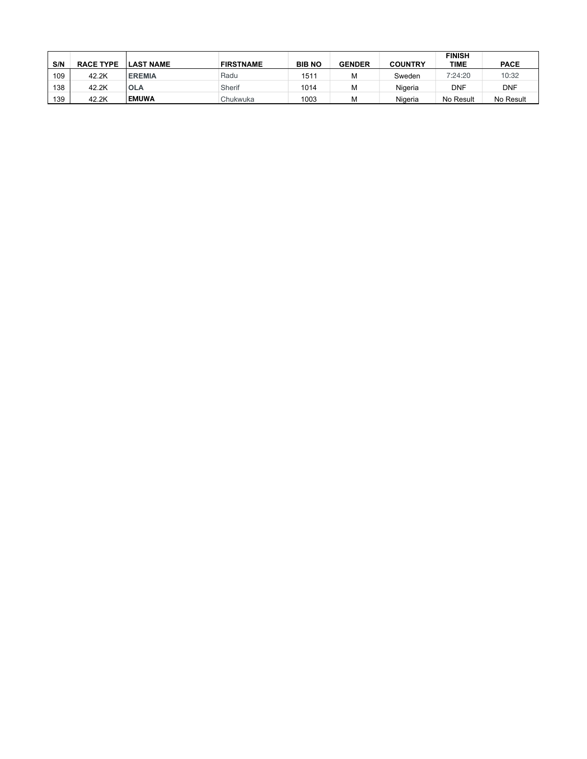| S/N | RACE TYPE | LAST NAME | FIRSTNAME | BIB NO | GENDER | COUNTRY | FINISH TIME | PACE |
|---|---|---|---|---|---|---|---|---|
| 109 | 42.2K | **EREMIA** | Radu | 1511 | M | Sweden | 7:24:20 | 10:32 |
| 138 | 42.2K | **OLA** | Sherif | 1014 | M | Nigeria | DNF | DNF |
| 139 | 42.2K | **EMUWA** | Chukwuka | 1003 | M | Nigeria | No Result | No Result |